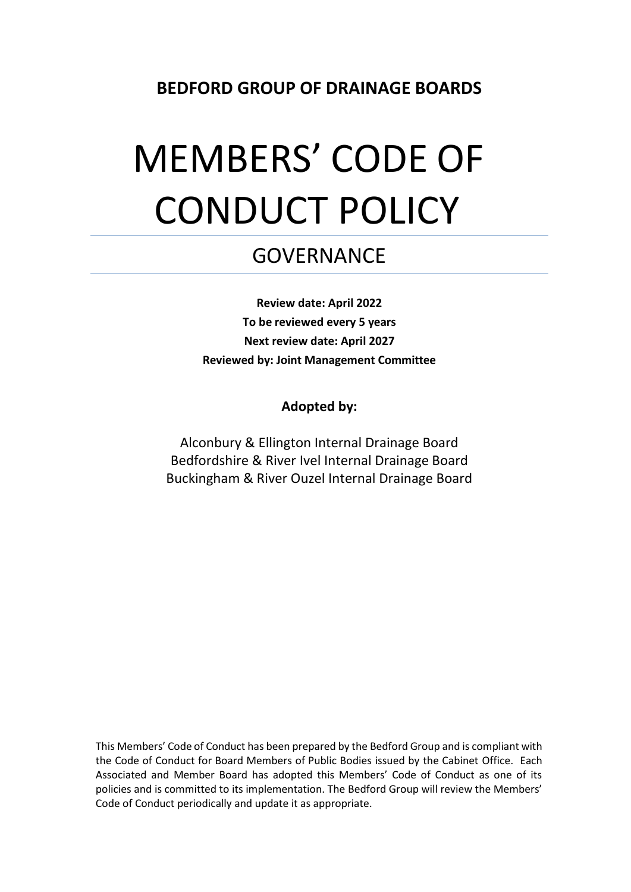**BEDFORD GROUP OF DRAINAGE BOARDS**

# MEMBERS' CODE OF CONDUCT POLICY

## GOVERNANCE

**Review date: April 2022**

**To be reviewed every 5 years**

**Next review date: April 2027**

**Reviewed by: Joint Management Committee**

**Adopted by:**

Alconbury & Ellington Internal Drainage Board
Bedfordshire & River Ivel Internal Drainage Board
Buckingham & River Ouzel Internal Drainage Board

This Members' Code of Conduct has been prepared by the Bedford Group and is compliant with the Code of Conduct for Board Members of Public Bodies issued by the Cabinet Office. Each Associated and Member Board has adopted this Members' Code of Conduct as one of its policies and is committed to its implementation. The Bedford Group will review the Members' Code of Conduct periodically and update it as appropriate.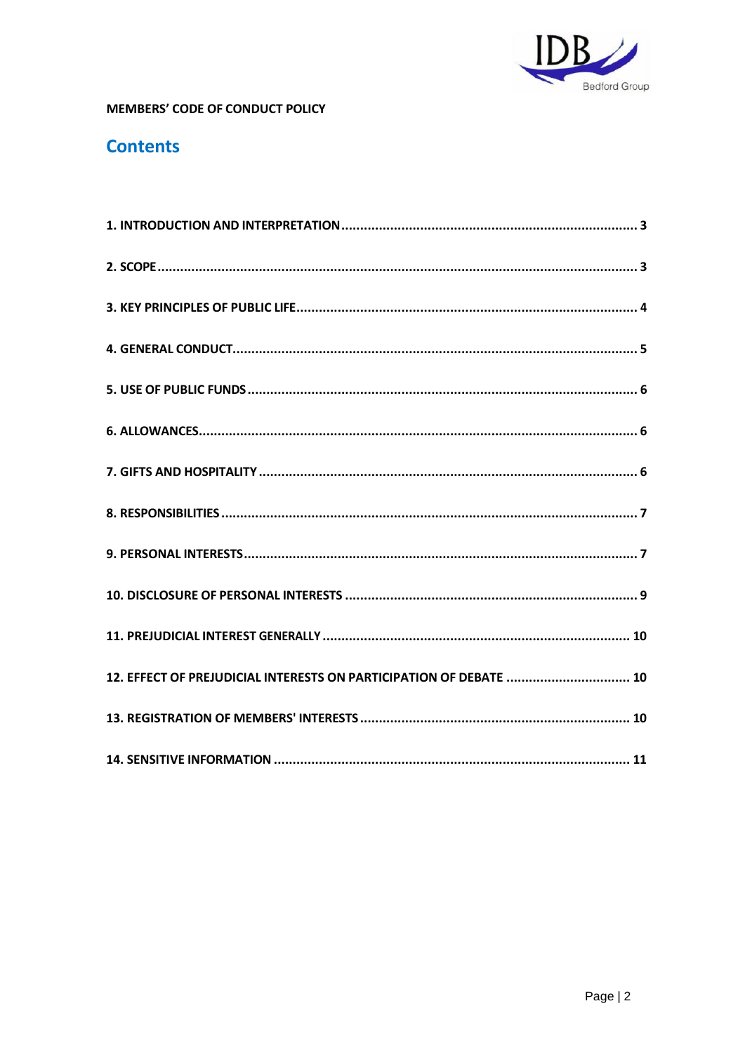**MEMBERS' CODE OF CONDUCT POLICY**

## Contents

**1. INTRODUCTION AND INTERPRETATION ............................................................................. 3**

**2. SCOPE ............................................................................................................................. 3**

**3. KEY PRINCIPLES OF PUBLIC LIFE ........................................................................................ 4**

**4. GENERAL CONDUCT ........................................................................................................... 5**

**5. USE OF PUBLIC FUNDS ...................................................................................................... 6**

**6. ALLOWANCES ..................................................................................................................... 6**

**7. GIFTS AND HOSPITALITY .................................................................................................... 6**

**8. RESPONSIBILITIES ............................................................................................................. 7**

**9. PERSONAL INTERESTS ........................................................................................................ 7**

**10. DISCLOSURE OF PERSONAL INTERESTS ............................................................................. 9**

**11. PREJUDICIAL INTEREST GENERALLY ................................................................................. 10**

**12. EFFECT OF PREJUDICIAL INTERESTS ON PARTICIPATION OF DEBATE ................................ 10**

**13. REGISTRATION OF MEMBERS' INTERESTS ....................................................................... 10**

**14. SENSITIVE INFORMATION .............................................................................................. 11**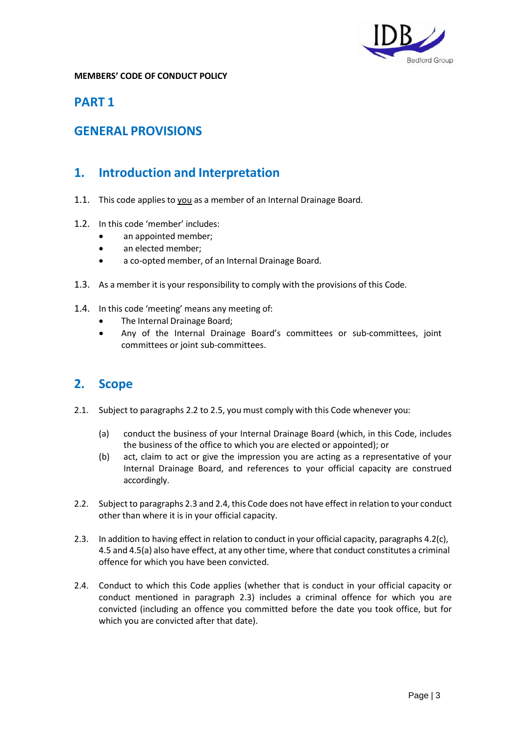**MEMBERS' CODE OF CONDUCT POLICY**

# PART 1

# GENERAL PROVISIONS

## 1. Introduction and Interpretation

1.1. This code applies to <u>you</u> as a member of an Internal Drainage Board.

1.2. In this code 'member' includes:
- an appointed member;
- an elected member;
- a co-opted member, of an Internal Drainage Board.

1.3. As a member it is your responsibility to comply with the provisions of this Code.

1.4. In this code 'meeting' means any meeting of:
- The Internal Drainage Board;
- Any of the Internal Drainage Board's committees or sub-committees, joint committees or joint sub-committees.

## 2. Scope

2.1. Subject to paragraphs 2.2 to 2.5, you must comply with this Code whenever you:

(a) conduct the business of your Internal Drainage Board (which, in this Code, includes the business of the office to which you are elected or appointed); or

(b) act, claim to act or give the impression you are acting as a representative of your Internal Drainage Board, and references to your official capacity are construed accordingly.

2.2. Subject to paragraphs 2.3 and 2.4, this Code does not have effect in relation to your conduct other than where it is in your official capacity.

2.3. In addition to having effect in relation to conduct in your official capacity, paragraphs 4.2(c), 4.5 and 4.5(a) also have effect, at any other time, where that conduct constitutes a criminal offence for which you have been convicted.

2.4. Conduct to which this Code applies (whether that is conduct in your official capacity or conduct mentioned in paragraph 2.3) includes a criminal offence for which you are convicted (including an offence you committed before the date you took office, but for which you are convicted after that date).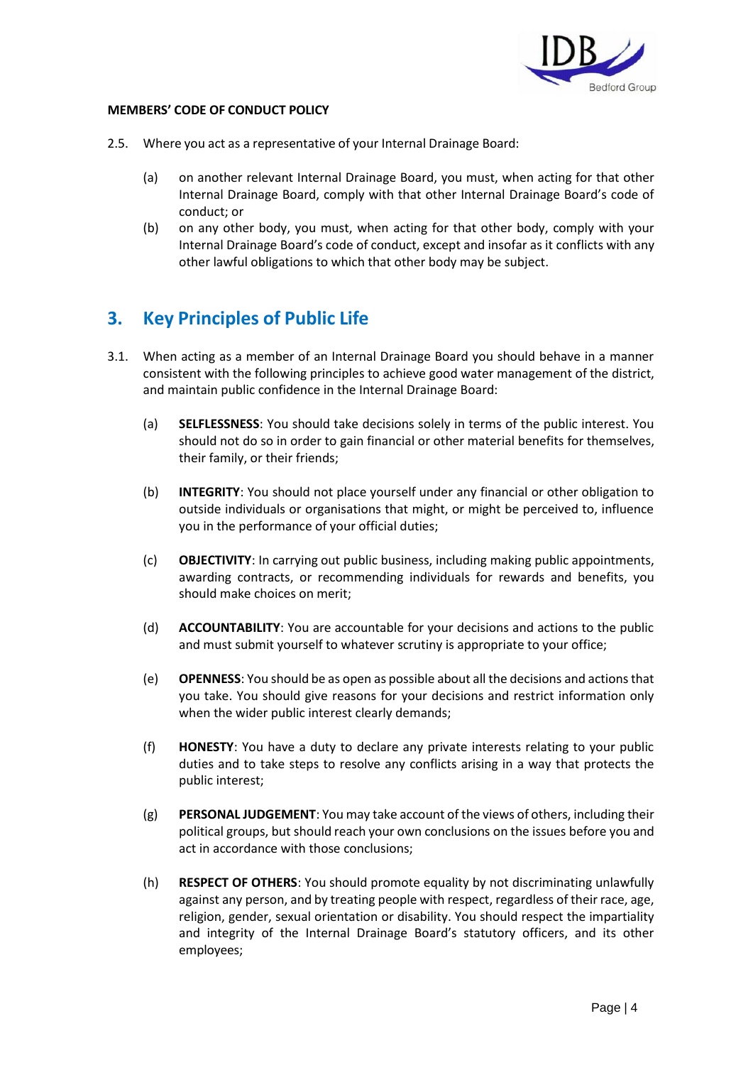2.5. Where you act as a representative of your Internal Drainage Board:

(a) on another relevant Internal Drainage Board, you must, when acting for that other Internal Drainage Board, comply with that other Internal Drainage Board's code of conduct; or

(b) on any other body, you must, when acting for that other body, comply with your Internal Drainage Board's code of conduct, except and insofar as it conflicts with any other lawful obligations to which that other body may be subject.

## 3. Key Principles of Public Life

3.1. When acting as a member of an Internal Drainage Board you should behave in a manner consistent with the following principles to achieve good water management of the district, and maintain public confidence in the Internal Drainage Board:

(a) **SELFLESSNESS**: You should take decisions solely in terms of the public interest. You should not do so in order to gain financial or other material benefits for themselves, their family, or their friends;

(b) **INTEGRITY**: You should not place yourself under any financial or other obligation to outside individuals or organisations that might, or might be perceived to, influence you in the performance of your official duties;

(c) **OBJECTIVITY**: In carrying out public business, including making public appointments, awarding contracts, or recommending individuals for rewards and benefits, you should make choices on merit;

(d) **ACCOUNTABILITY**: You are accountable for your decisions and actions to the public and must submit yourself to whatever scrutiny is appropriate to your office;

(e) **OPENNESS**: You should be as open as possible about all the decisions and actions that you take. You should give reasons for your decisions and restrict information only when the wider public interest clearly demands;

(f) **HONESTY**: You have a duty to declare any private interests relating to your public duties and to take steps to resolve any conflicts arising in a way that protects the public interest;

(g) **PERSONAL JUDGEMENT**: You may take account of the views of others, including their political groups, but should reach your own conclusions on the issues before you and act in accordance with those conclusions;

(h) **RESPECT OF OTHERS**: You should promote equality by not discriminating unlawfully against any person, and by treating people with respect, regardless of their race, age, religion, gender, sexual orientation or disability. You should respect the impartiality and integrity of the Internal Drainage Board's statutory officers, and its other employees;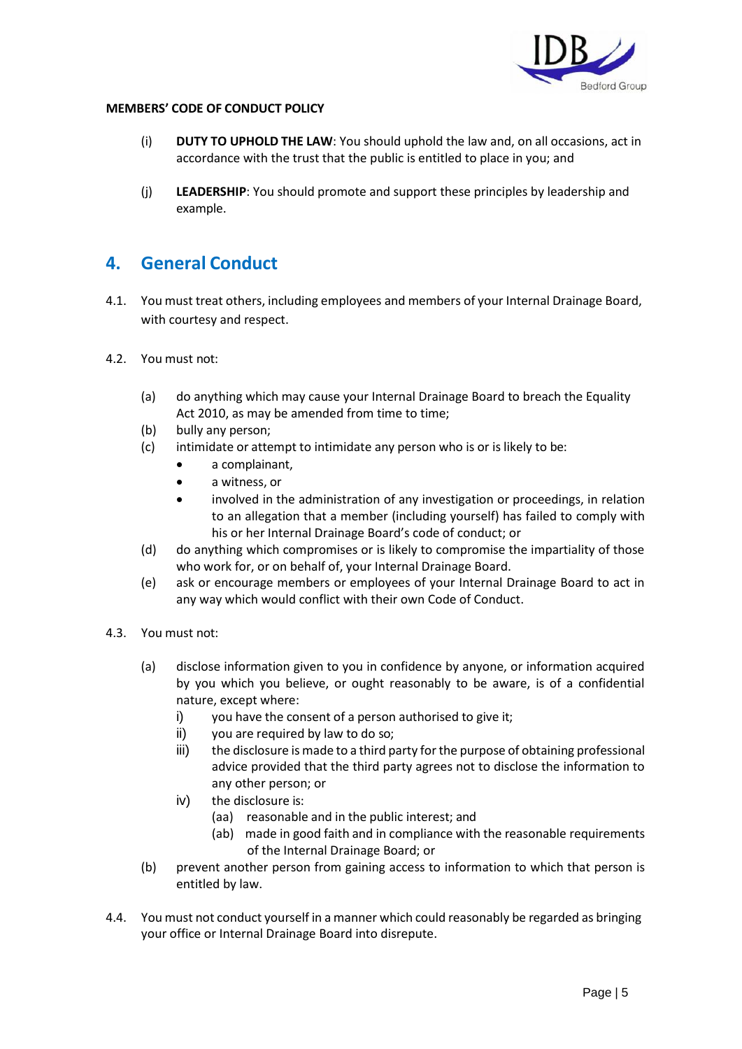(i) **DUTY TO UPHOLD THE LAW**: You should uphold the law and, on all occasions, act in accordance with the trust that the public is entitled to place in you; and

(j) **LEADERSHIP**: You should promote and support these principles by leadership and example.

## 4. General Conduct

4.1. You must treat others, including employees and members of your Internal Drainage Board, with courtesy and respect.

4.2. You must not:

(a) do anything which may cause your Internal Drainage Board to breach the Equality Act 2010, as may be amended from time to time;

(b) bully any person;

(c) intimidate or attempt to intimidate any person who is or is likely to be:

- a complainant,
- a witness, or
- involved in the administration of any investigation or proceedings, in relation to an allegation that a member (including yourself) has failed to comply with his or her Internal Drainage Board's code of conduct; or

(d) do anything which compromises or is likely to compromise the impartiality of those who work for, or on behalf of, your Internal Drainage Board.

(e) ask or encourage members or employees of your Internal Drainage Board to act in any way which would conflict with their own Code of Conduct.

4.3. You must not:

(a) disclose information given to you in confidence by anyone, or information acquired by you which you believe, or ought reasonably to be aware, is of a confidential nature, except where:

i) you have the consent of a person authorised to give it;

ii) you are required by law to do so;

iii) the disclosure is made to a third party for the purpose of obtaining professional advice provided that the third party agrees not to disclose the information to any other person; or

iv) the disclosure is:

(aa) reasonable and in the public interest; and

(ab) made in good faith and in compliance with the reasonable requirements of the Internal Drainage Board; or

(b) prevent another person from gaining access to information to which that person is entitled by law.

4.4. You must not conduct yourself in a manner which could reasonably be regarded as bringing your office or Internal Drainage Board into disrepute.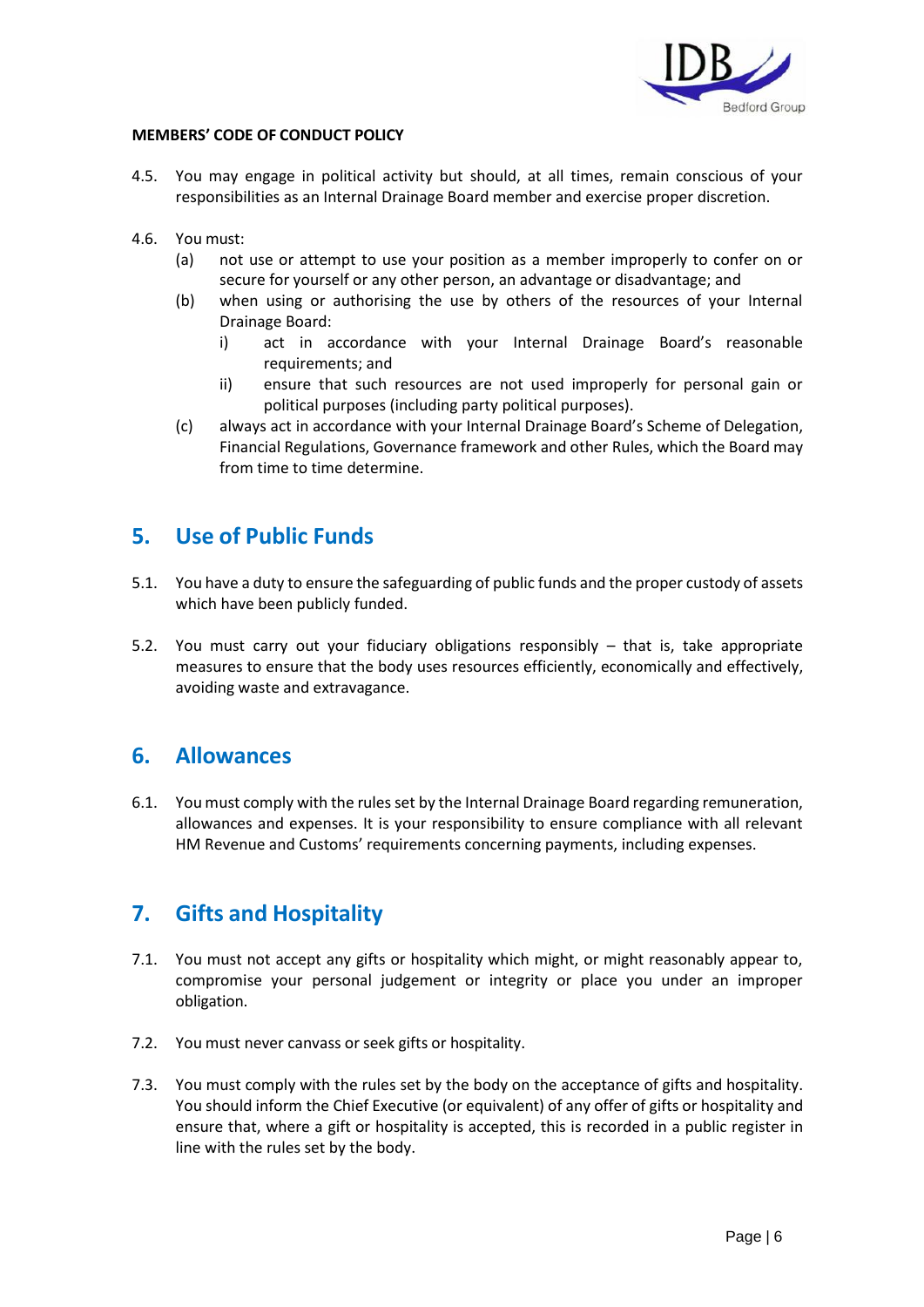**MEMBERS' CODE OF CONDUCT POLICY**

4.5. You may engage in political activity but should, at all times, remain conscious of your responsibilities as an Internal Drainage Board member and exercise proper discretion.

4.6. You must:

(a) not use or attempt to use your position as a member improperly to confer on or secure for yourself or any other person, an advantage or disadvantage; and

(b) when using or authorising the use by others of the resources of your Internal Drainage Board:

i) act in accordance with your Internal Drainage Board's reasonable requirements; and

ii) ensure that such resources are not used improperly for personal gain or political purposes (including party political purposes).

(c) always act in accordance with your Internal Drainage Board's Scheme of Delegation, Financial Regulations, Governance framework and other Rules, which the Board may from time to time determine.

## 5. Use of Public Funds

5.1. You have a duty to ensure the safeguarding of public funds and the proper custody of assets which have been publicly funded.

5.2. You must carry out your fiduciary obligations responsibly – that is, take appropriate measures to ensure that the body uses resources efficiently, economically and effectively, avoiding waste and extravagance.

## 6. Allowances

6.1. You must comply with the rules set by the Internal Drainage Board regarding remuneration, allowances and expenses. It is your responsibility to ensure compliance with all relevant HM Revenue and Customs' requirements concerning payments, including expenses.

## 7. Gifts and Hospitality

7.1. You must not accept any gifts or hospitality which might, or might reasonably appear to, compromise your personal judgement or integrity or place you under an improper obligation.

7.2. You must never canvass or seek gifts or hospitality.

7.3. You must comply with the rules set by the body on the acceptance of gifts and hospitality. You should inform the Chief Executive (or equivalent) of any offer of gifts or hospitality and ensure that, where a gift or hospitality is accepted, this is recorded in a public register in line with the rules set by the body.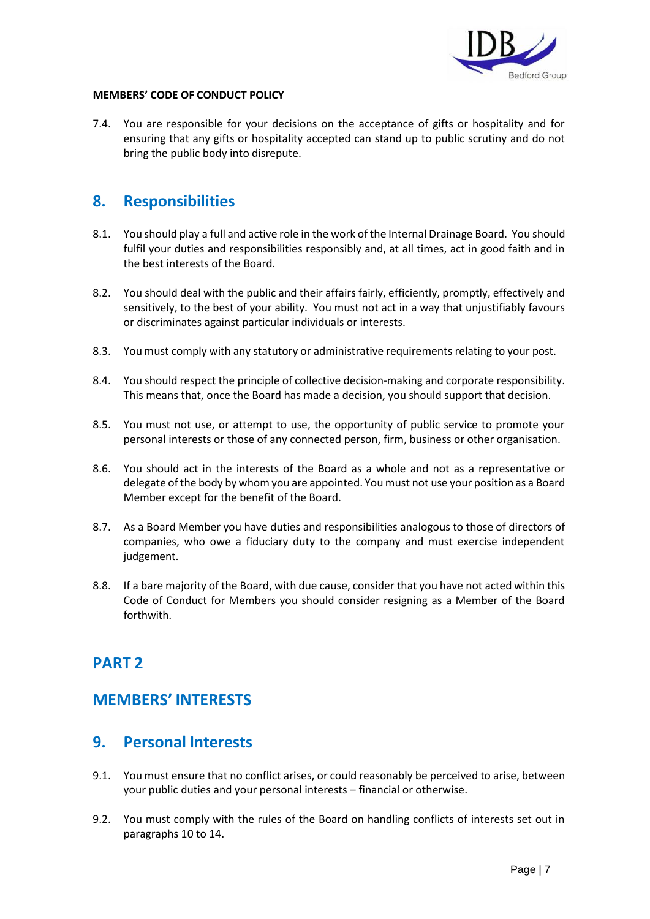7.4. You are responsible for your decisions on the acceptance of gifts or hospitality and for ensuring that any gifts or hospitality accepted can stand up to public scrutiny and do not bring the public body into disrepute.

## 8. Responsibilities

8.1. You should play a full and active role in the work of the Internal Drainage Board. You should fulfil your duties and responsibilities responsibly and, at all times, act in good faith and in the best interests of the Board.

8.2. You should deal with the public and their affairs fairly, efficiently, promptly, effectively and sensitively, to the best of your ability. You must not act in a way that unjustifiably favours or discriminates against particular individuals or interests.

8.3. You must comply with any statutory or administrative requirements relating to your post.

8.4. You should respect the principle of collective decision-making and corporate responsibility. This means that, once the Board has made a decision, you should support that decision.

8.5. You must not use, or attempt to use, the opportunity of public service to promote your personal interests or those of any connected person, firm, business or other organisation.

8.6. You should act in the interests of the Board as a whole and not as a representative or delegate of the body by whom you are appointed. You must not use your position as a Board Member except for the benefit of the Board.

8.7. As a Board Member you have duties and responsibilities analogous to those of directors of companies, who owe a fiduciary duty to the company and must exercise independent judgement.

8.8. If a bare majority of the Board, with due cause, consider that you have not acted within this Code of Conduct for Members you should consider resigning as a Member of the Board forthwith.

# PART 2

# MEMBERS' INTERESTS

## 9. Personal Interests

9.1. You must ensure that no conflict arises, or could reasonably be perceived to arise, between your public duties and your personal interests – financial or otherwise.

9.2. You must comply with the rules of the Board on handling conflicts of interests set out in paragraphs 10 to 14.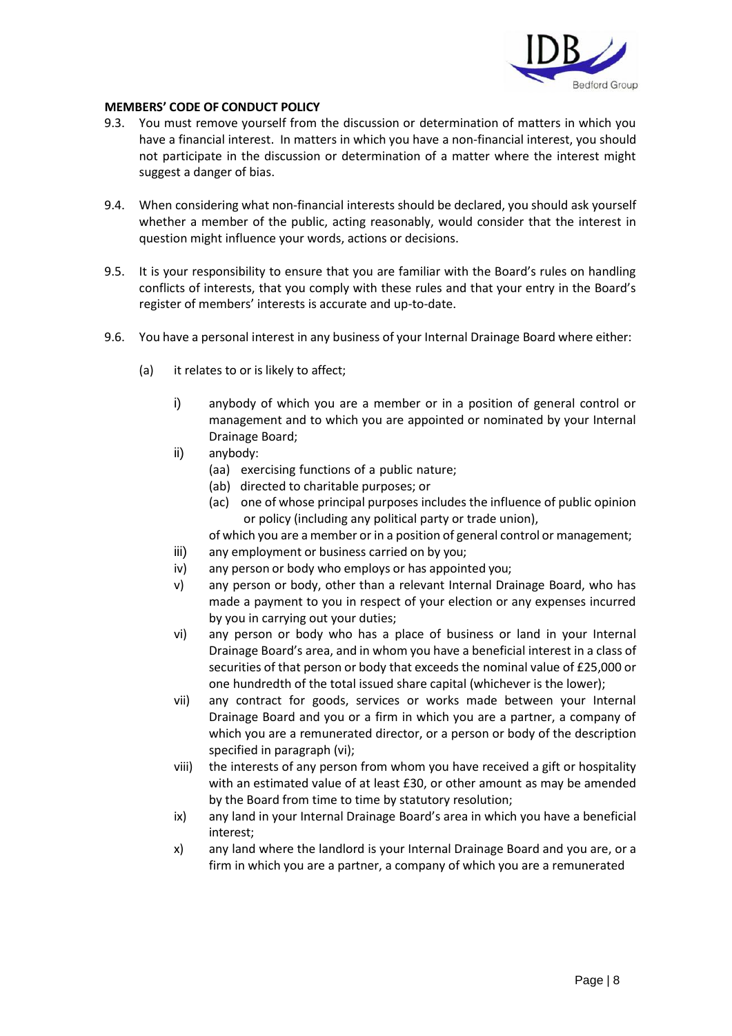**MEMBERS' CODE OF CONDUCT POLICY**

9.3. You must remove yourself from the discussion or determination of matters in which you have a financial interest. In matters in which you have a non-financial interest, you should not participate in the discussion or determination of a matter where the interest might suggest a danger of bias.

9.4. When considering what non-financial interests should be declared, you should ask yourself whether a member of the public, acting reasonably, would consider that the interest in question might influence your words, actions or decisions.

9.5. It is your responsibility to ensure that you are familiar with the Board's rules on handling conflicts of interests, that you comply with these rules and that your entry in the Board's register of members' interests is accurate and up-to-date.

9.6. You have a personal interest in any business of your Internal Drainage Board where either:

(a) it relates to or is likely to affect;

i) anybody of which you are a member or in a position of general control or management and to which you are appointed or nominated by your Internal Drainage Board;

ii) anybody:
  (aa) exercising functions of a public nature;
  (ab) directed to charitable purposes; or
  (ac) one of whose principal purposes includes the influence of public opinion or policy (including any political party or trade union),

  of which you are a member or in a position of general control or management;

iii) any employment or business carried on by you;

iv) any person or body who employs or has appointed you;

v) any person or body, other than a relevant Internal Drainage Board, who has made a payment to you in respect of your election or any expenses incurred by you in carrying out your duties;

vi) any person or body who has a place of business or land in your Internal Drainage Board's area, and in whom you have a beneficial interest in a class of securities of that person or body that exceeds the nominal value of £25,000 or one hundredth of the total issued share capital (whichever is the lower);

vii) any contract for goods, services or works made between your Internal Drainage Board and you or a firm in which you are a partner, a company of which you are a remunerated director, or a person or body of the description specified in paragraph (vi);

viii) the interests of any person from whom you have received a gift or hospitality with an estimated value of at least £30, or other amount as may be amended by the Board from time to time by statutory resolution;

ix) any land in your Internal Drainage Board's area in which you have a beneficial interest;

x) any land where the landlord is your Internal Drainage Board and you are, or a firm in which you are a partner, a company of which you are a remunerated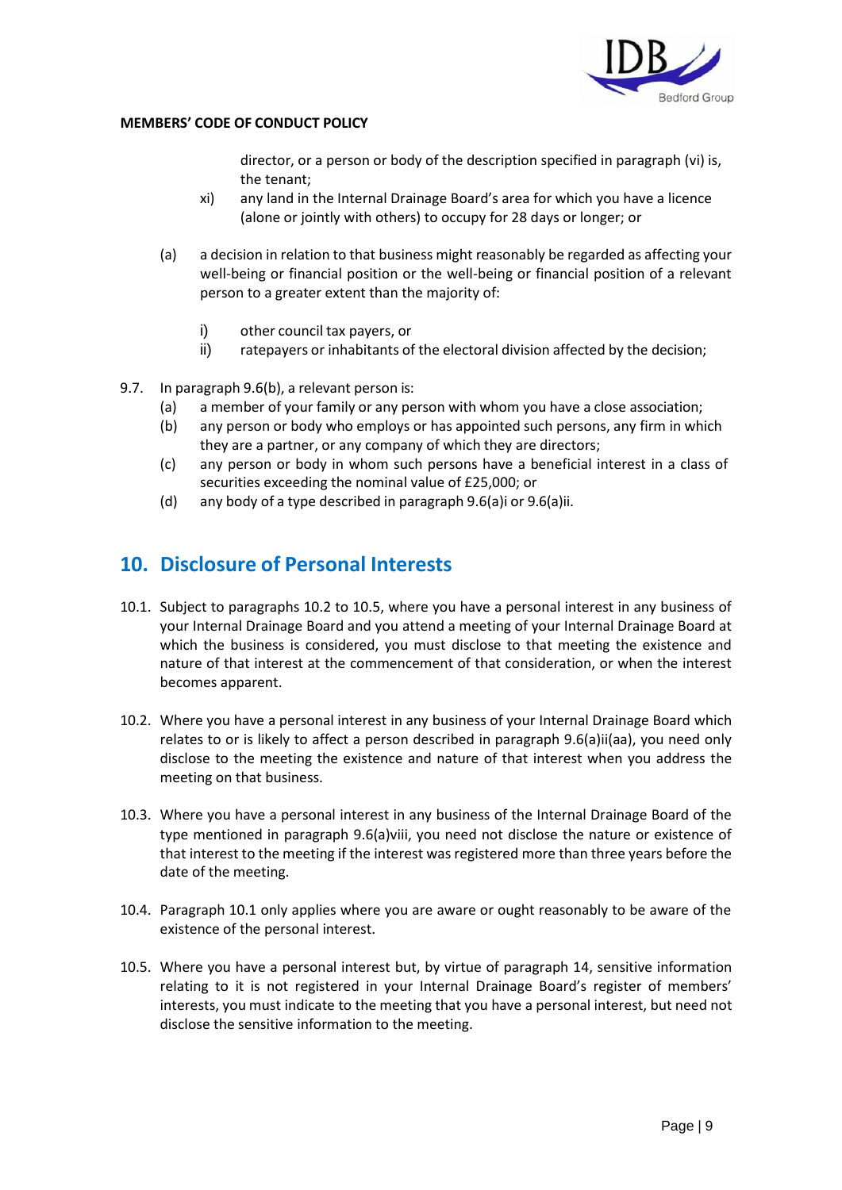director, or a person or body of the description specified in paragraph (vi) is, the tenant;

xi) any land in the Internal Drainage Board's area for which you have a licence (alone or jointly with others) to occupy for 28 days or longer; or

(a) a decision in relation to that business might reasonably be regarded as affecting your well-being or financial position or the well-being or financial position of a relevant person to a greater extent than the majority of:

   i) other council tax payers, or
   ii) ratepayers or inhabitants of the electoral division affected by the decision;

9.7. In paragraph 9.6(b), a relevant person is:

   (a) a member of your family or any person with whom you have a close association;
   (b) any person or body who employs or has appointed such persons, any firm in which they are a partner, or any company of which they are directors;
   (c) any person or body in whom such persons have a beneficial interest in a class of securities exceeding the nominal value of £25,000; or
   (d) any body of a type described in paragraph 9.6(a)i or 9.6(a)ii.

## 10. Disclosure of Personal Interests

10.1. Subject to paragraphs 10.2 to 10.5, where you have a personal interest in any business of your Internal Drainage Board and you attend a meeting of your Internal Drainage Board at which the business is considered, you must disclose to that meeting the existence and nature of that interest at the commencement of that consideration, or when the interest becomes apparent.

10.2. Where you have a personal interest in any business of your Internal Drainage Board which relates to or is likely to affect a person described in paragraph 9.6(a)ii(aa), you need only disclose to the meeting the existence and nature of that interest when you address the meeting on that business.

10.3. Where you have a personal interest in any business of the Internal Drainage Board of the type mentioned in paragraph 9.6(a)viii, you need not disclose the nature or existence of that interest to the meeting if the interest was registered more than three years before the date of the meeting.

10.4. Paragraph 10.1 only applies where you are aware or ought reasonably to be aware of the existence of the personal interest.

10.5. Where you have a personal interest but, by virtue of paragraph 14, sensitive information relating to it is not registered in your Internal Drainage Board's register of members' interests, you must indicate to the meeting that you have a personal interest, but need not disclose the sensitive information to the meeting.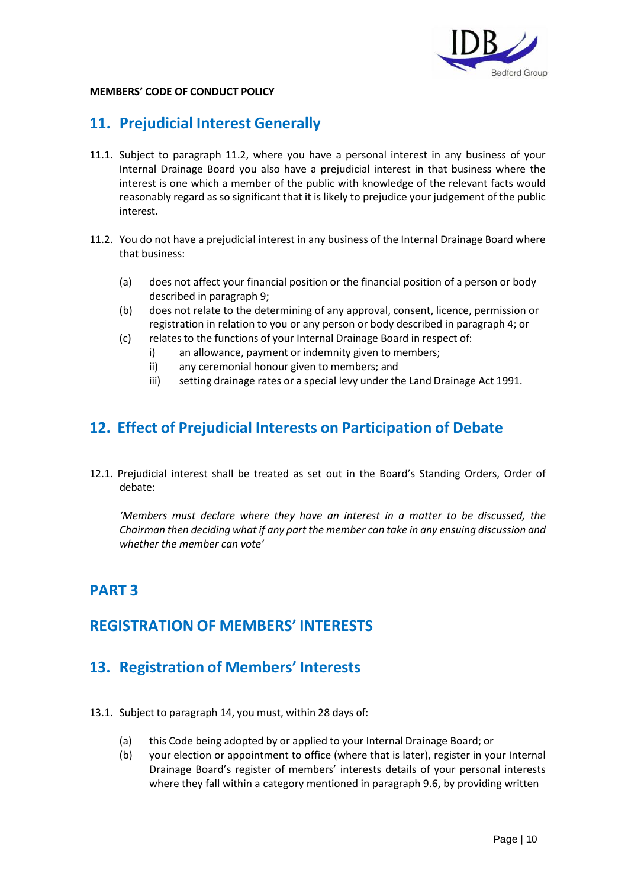**MEMBERS' CODE OF CONDUCT POLICY**

## 11. Prejudicial Interest Generally

11.1. Subject to paragraph 11.2, where you have a personal interest in any business of your Internal Drainage Board you also have a prejudicial interest in that business where the interest is one which a member of the public with knowledge of the relevant facts would reasonably regard as so significant that it is likely to prejudice your judgement of the public interest.

11.2. You do not have a prejudicial interest in any business of the Internal Drainage Board where that business:

- (a) does not affect your financial position or the financial position of a person or body described in paragraph 9;
- (b) does not relate to the determining of any approval, consent, licence, permission or registration in relation to you or any person or body described in paragraph 4; or
- (c) relates to the functions of your Internal Drainage Board in respect of:
  - i) an allowance, payment or indemnity given to members;
  - ii) any ceremonial honour given to members; and
  - iii) setting drainage rates or a special levy under the Land Drainage Act 1991.

## 12. Effect of Prejudicial Interests on Participation of Debate

12.1. Prejudicial interest shall be treated as set out in the Board's Standing Orders, Order of debate:

*'Members must declare where they have an interest in a matter to be discussed, the Chairman then deciding what if any part the member can take in any ensuing discussion and whether the member can vote'*

# PART 3

# REGISTRATION OF MEMBERS' INTERESTS

## 13. Registration of Members' Interests

13.1. Subject to paragraph 14, you must, within 28 days of:

- (a) this Code being adopted by or applied to your Internal Drainage Board; or
- (b) your election or appointment to office (where that is later), register in your Internal Drainage Board's register of members' interests details of your personal interests where they fall within a category mentioned in paragraph 9.6, by providing written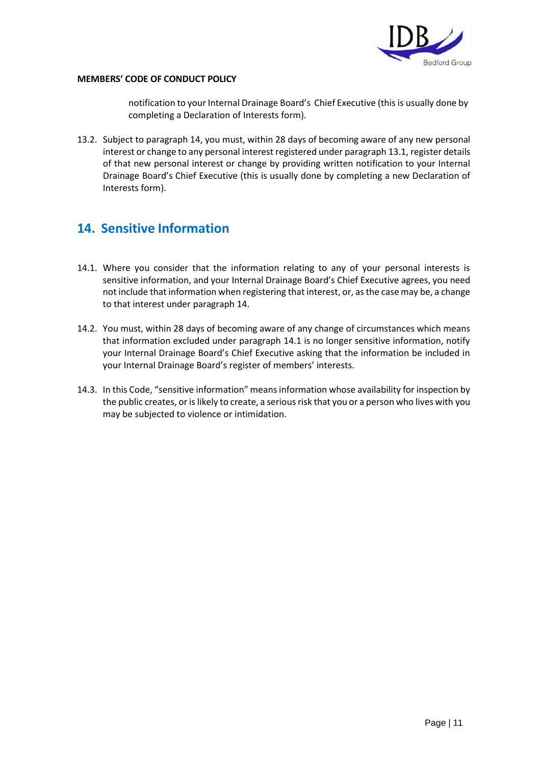notification to your Internal Drainage Board's Chief Executive (this is usually done by completing a Declaration of Interests form).

13.2. Subject to paragraph 14, you must, within 28 days of becoming aware of any new personal interest or change to any personal interest registered under paragraph 13.1, register details of that new personal interest or change by providing written notification to your Internal Drainage Board's Chief Executive (this is usually done by completing a new Declaration of Interests form).

## 14. Sensitive Information

14.1. Where you consider that the information relating to any of your personal interests is sensitive information, and your Internal Drainage Board's Chief Executive agrees, you need not include that information when registering that interest, or, as the case may be, a change to that interest under paragraph 14.

14.2. You must, within 28 days of becoming aware of any change of circumstances which means that information excluded under paragraph 14.1 is no longer sensitive information, notify your Internal Drainage Board's Chief Executive asking that the information be included in your Internal Drainage Board's register of members' interests.

14.3. In this Code, "sensitive information" means information whose availability for inspection by the public creates, or is likely to create, a serious risk that you or a person who lives with you may be subjected to violence or intimidation.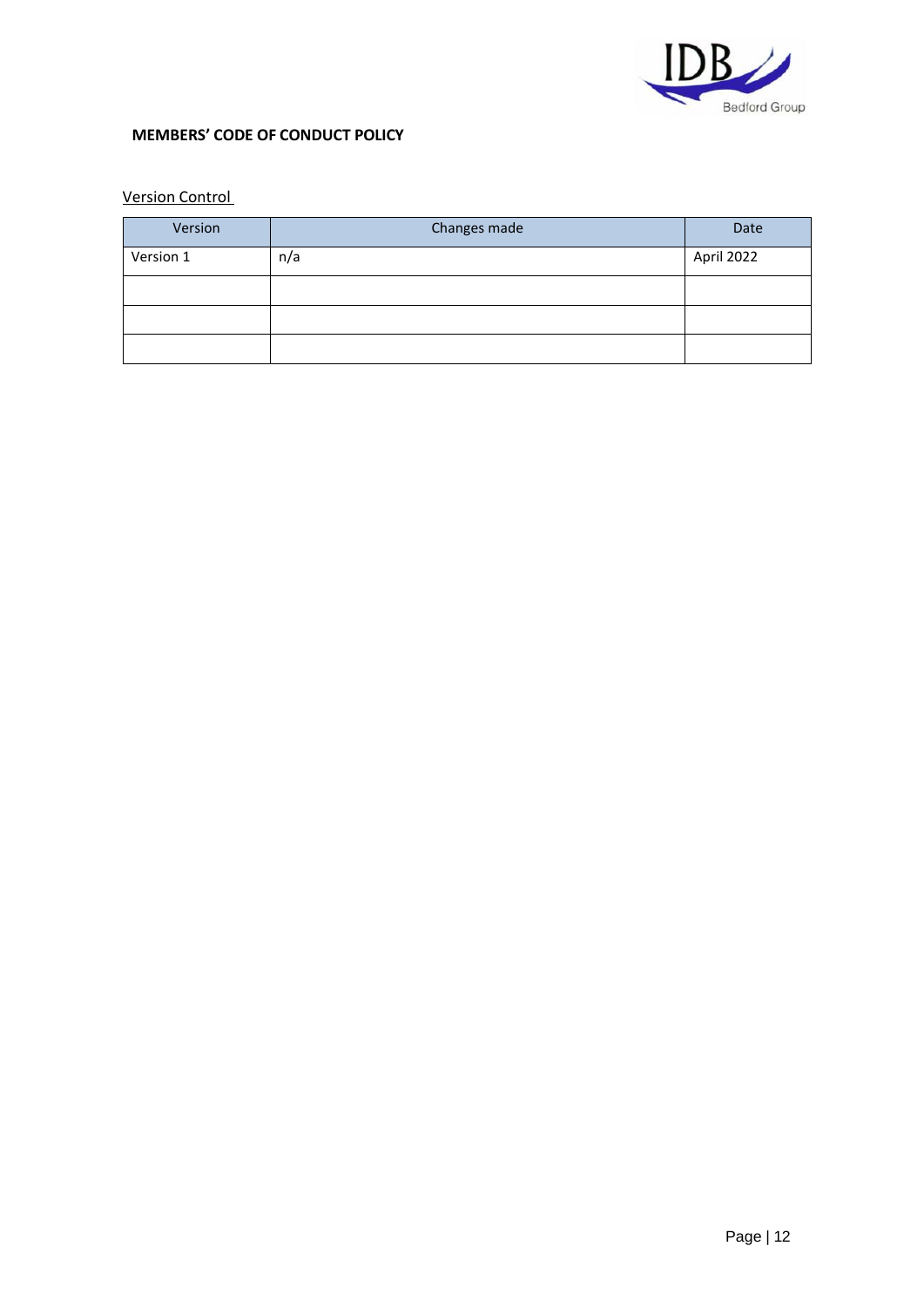**MEMBERS' CODE OF CONDUCT POLICY**

Version Control

| Version | Changes made | Date |
|---|---|---|
| Version 1 | n/a | April 2022 |
| | | |
| | | |
| | | |